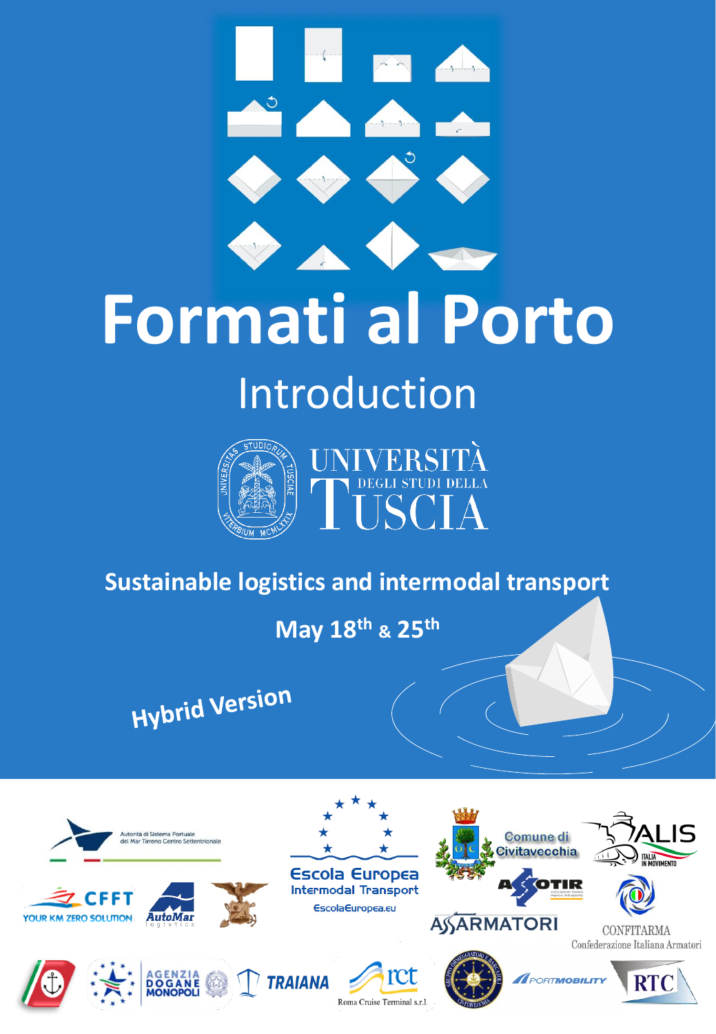# Formati al Porto

## Introduction

UNIVERSITÀ DEGLI STUDI DELLA TUSCIA

**Sustainable logistics and intermodal transport**

**May 18th & 25th**

***Hybrid Version***

Autorità di Sistema Portuale del Mar Tirreno Centro Settentrionale

Escola Europea Intermodal Transport

EscolaEuropea.eu

Comune di Civitavecchia

ALIS ITALIA IN MOVIMENTO

CFFT YOUR KM ZERO SOLUTION

AutoMar logistics

ASSOTIR

ASSARMATORI

CONFITARMA Confederazione Italiana Armatori

AGENZIA DOGANE MONOPOLI

TRAIANA

rct Roma Cruise Terminal s.r.l.

PORTMOBILITY

RTC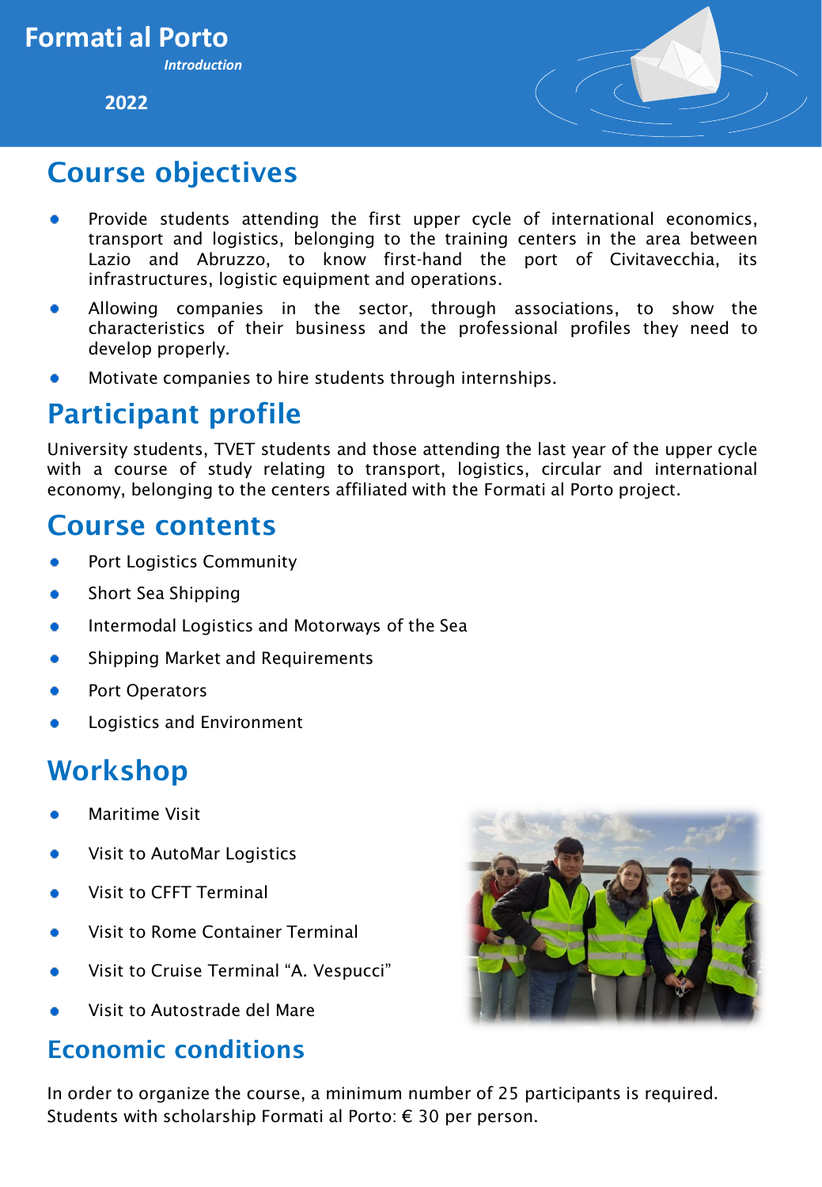# Formati al Porto

*Introduction*

**2022**

## Course objectives

- Provide students attending the first upper cycle of international economics, transport and logistics, belonging to the training centers in the area between Lazio and Abruzzo, to know first-hand the port of Civitavecchia, its infrastructures, logistic equipment and operations.
- Allowing companies in the sector, through associations, to show the characteristics of their business and the professional profiles they need to develop properly.
- Motivate companies to hire students through internships.

## Participant profile

University students, TVET students and those attending the last year of the upper cycle with a course of study relating to transport, logistics, circular and international economy, belonging to the centers affiliated with the Formati al Porto project.

## Course contents

- Port Logistics Community
- Short Sea Shipping
- Intermodal Logistics and Motorways of the Sea
- Shipping Market and Requirements
- Port Operators
- Logistics and Environment

## Workshop

- Maritime Visit
- Visit to AutoMar Logistics
- Visit to CFFT Terminal
- Visit to Rome Container Terminal
- Visit to Cruise Terminal "A. Vespucci"
- Visit to Autostrade del Mare

## Economic conditions

In order to organize the course, a minimum number of 25 participants is required.
Students with scholarship Formati al Porto: € 30 per person.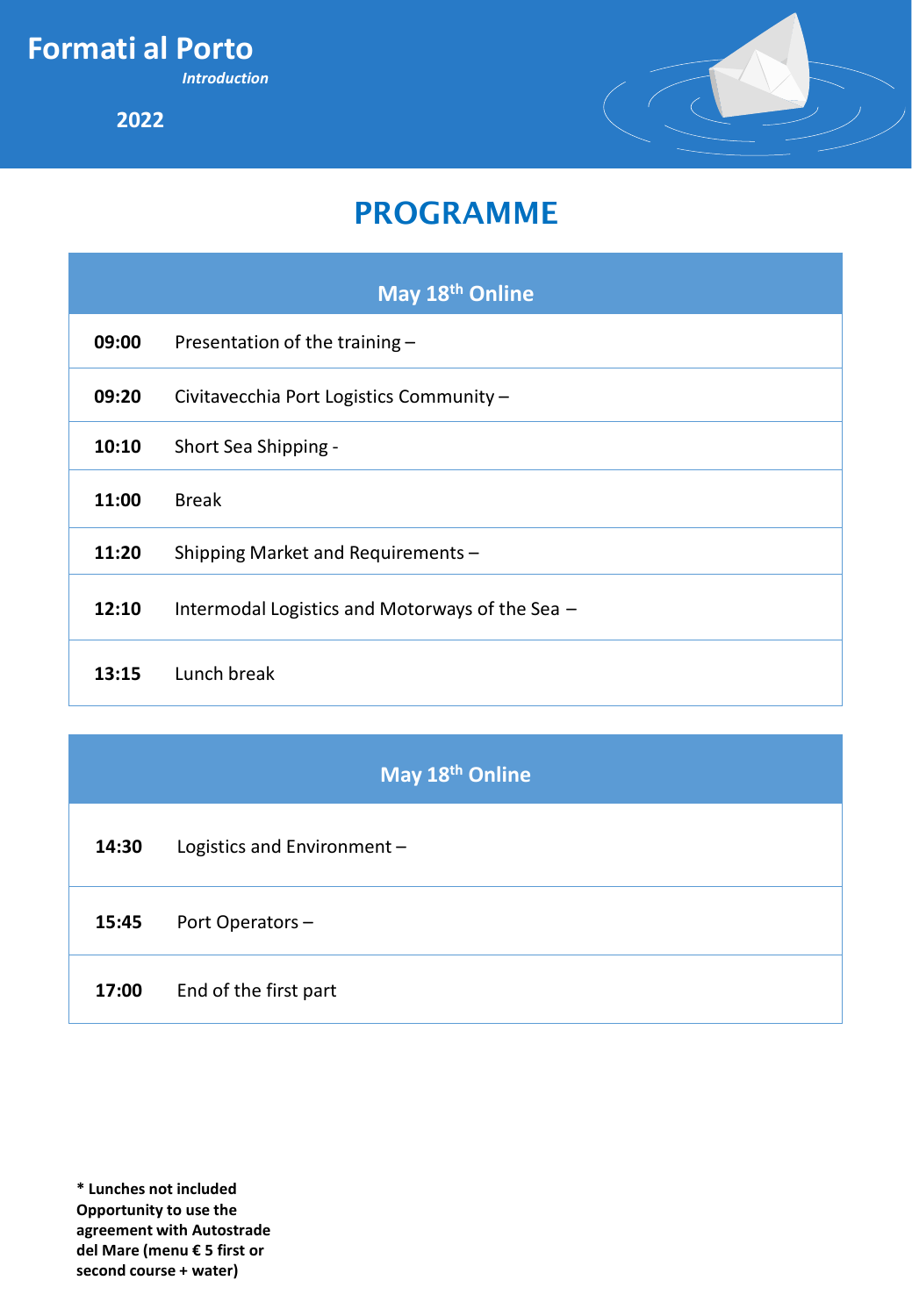# Formati al Porto

*Introduction*

**2022**

## PROGRAMME

| May 18th Online | |
|---|---|
| **09:00** | Presentation of the training – |
| **09:20** | Civitavecchia Port Logistics Community – |
| **10:10** | Short Sea Shipping - |
| **11:00** | Break |
| **11:20** | Shipping Market and Requirements – |
| **12:10** | Intermodal Logistics and Motorways of the Sea – |
| **13:15** | Lunch break |

| May 18th Online | |
|---|---|
| **14:30** | Logistics and Environment – |
| **15:45** | Port Operators – |
| **17:00** | End of the first part |

**\* Lunches not included**
**Opportunity to use the agreement with Autostrade del Mare (menu € 5 first or second course + water)**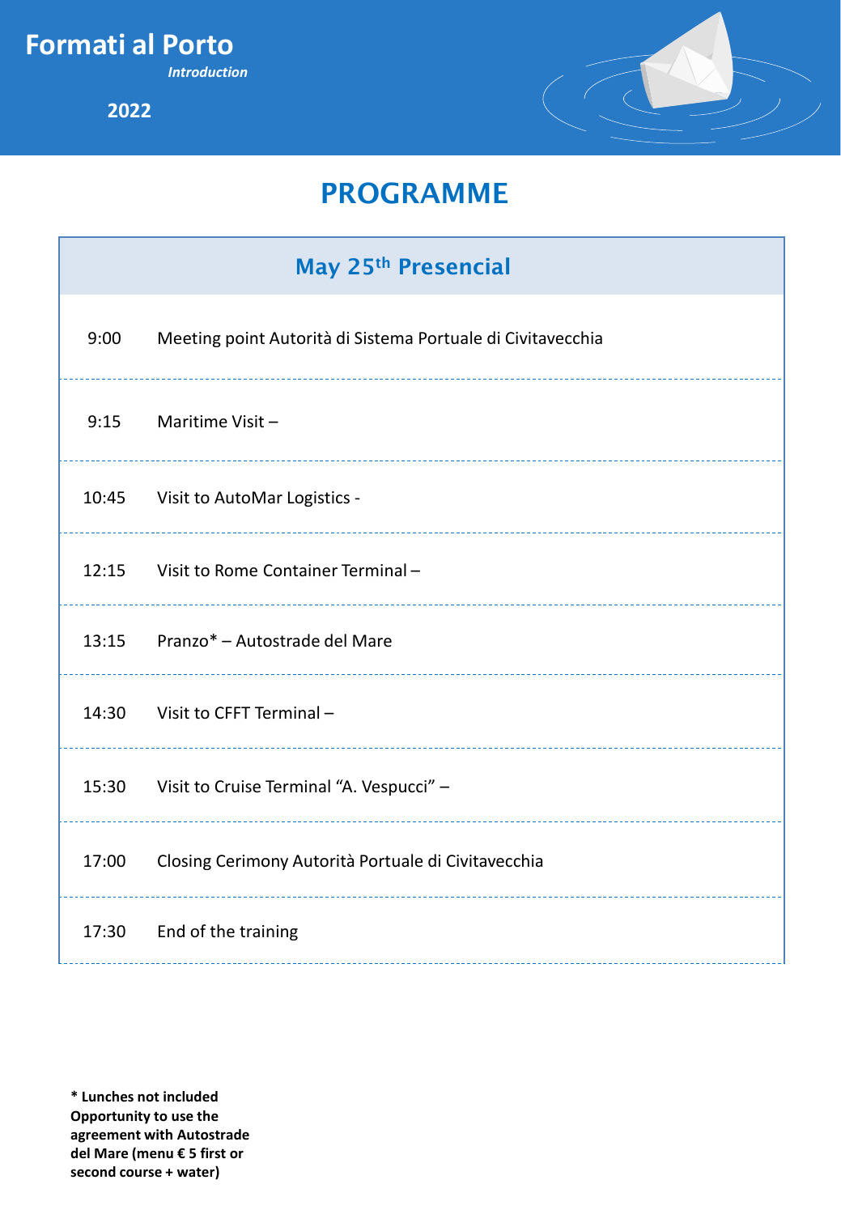# Formati al Porto

*Introduction*

**2022**

## PROGRAMME

| May 25th Presencial | |
|---|---|
| 9:00 | Meeting point Autorità di Sistema Portuale di Civitavecchia |
| 9:15 | Maritime Visit – |
| 10:45 | Visit to AutoMar Logistics - |
| 12:15 | Visit to Rome Container Terminal – |
| 13:15 | Pranzo* – Autostrade del Mare |
| 14:30 | Visit to CFFT Terminal – |
| 15:30 | Visit to Cruise Terminal “A. Vespucci” – |
| 17:00 | Closing Cerimony Autorità Portuale di Civitavecchia |
| 17:30 | End of the training |

**\* Lunches not included Opportunity to use the agreement with Autostrade del Mare (menu € 5 first or second course + water)**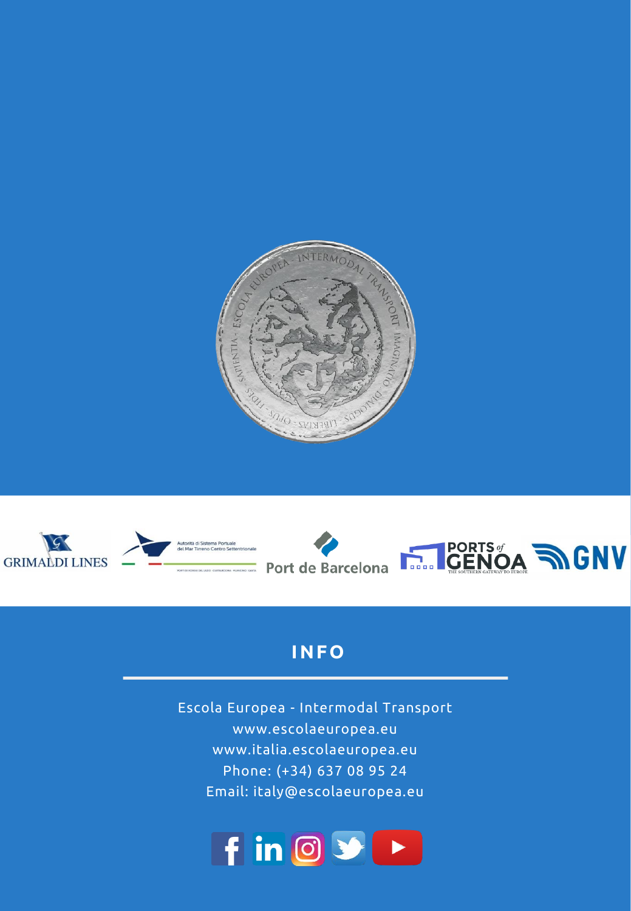## INFO

Escola Europea - Intermodal Transport
www.escolaeuropea.eu
www.italia.escolaeuropea.eu
Phone: (+34) 637 08 95 24
Email: italy@escolaeuropea.eu